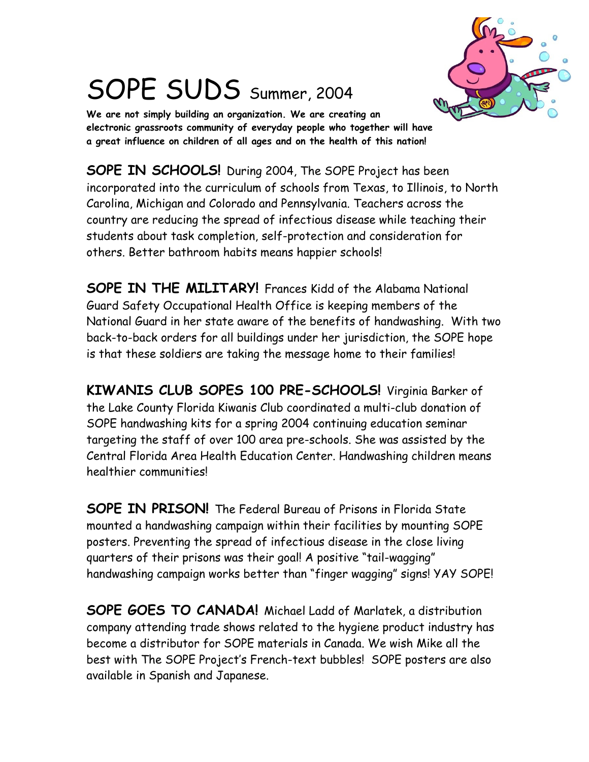# SOPE SUDS Summer, 2004

**We are not simply building an organization. We are creating an electronic grassroots community of everyday people who together will have a great influence on children of all ages and on the health of this nation!**

**SOPE IN SCHOOLS!** During 2004, The SOPE Project has been incorporated into the curriculum of schools from Texas, to Illinois, to North Carolina, Michigan and Colorado and Pennsylvania. Teachers across the country are reducing the spread of infectious disease while teaching their students about task completion, self-protection and consideration for others. Better bathroom habits means happier schools!

**SOPE IN THE MILITARY!** Frances Kidd of the Alabama National Guard Safety Occupational Health Office is keeping members of the National Guard in her state aware of the benefits of handwashing. With two back-to-back orders for all buildings under her jurisdiction, the SOPE hope is that these soldiers are taking the message home to their families!

**KIWANIS CLUB SOPES 100 PRE-SCHOOLS!** Virginia Barker of the Lake County Florida Kiwanis Club coordinated a multi-club donation of SOPE handwashing kits for a spring 2004 continuing education seminar targeting the staff of over 100 area pre-schools. She was assisted by the Central Florida Area Health Education Center. Handwashing children means healthier communities!

**SOPE IN PRISON!** The Federal Bureau of Prisons in Florida State mounted a handwashing campaign within their facilities by mounting SOPE posters. Preventing the spread of infectious disease in the close living quarters of their prisons was their goal! A positive "tail-wagging" handwashing campaign works better than "finger wagging" signs! YAY SOPE!

**SOPE GOES TO CANADA!** Michael Ladd of Marlatek, a distribution company attending trade shows related to the hygiene product industry has become a distributor for SOPE materials in Canada. We wish Mike all the best with The SOPE Project's French-text bubbles! SOPE posters are also available in Spanish and Japanese.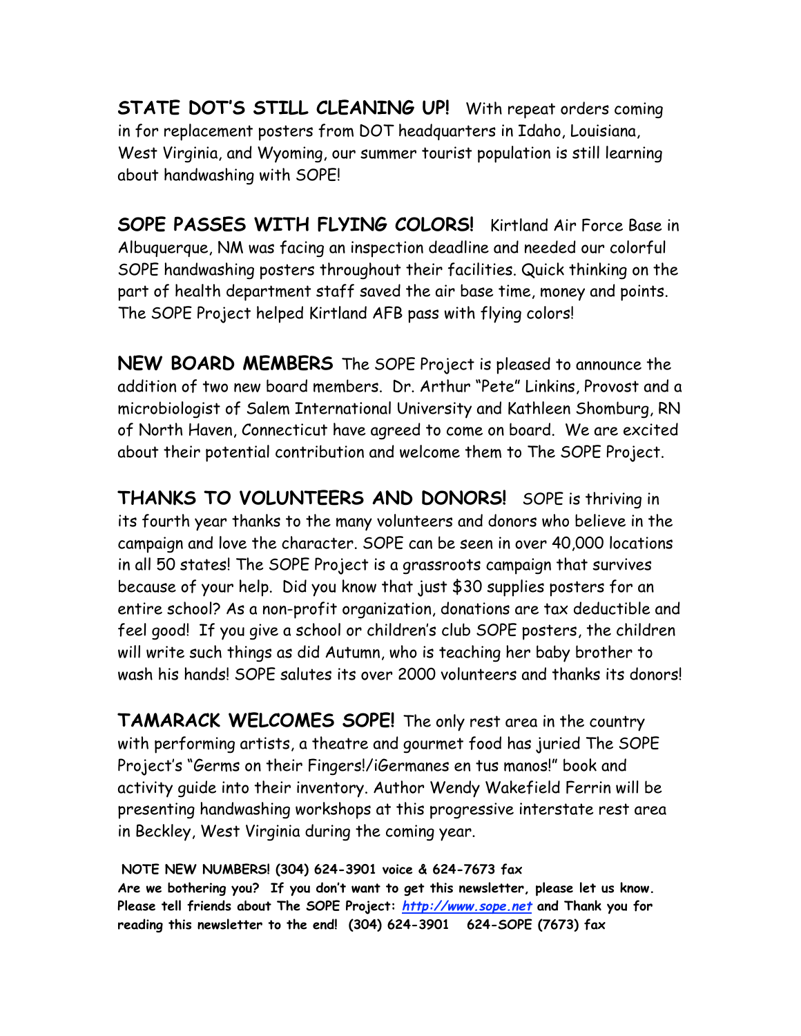**STATE DOT'S STILL CLEANING UP!** With repeat orders coming in for replacement posters from DOT headquarters in Idaho, Louisiana, West Virginia, and Wyoming, our summer tourist population is still learning about handwashing with SOPE!

**SOPE PASSES WITH FLYING COLORS!** Kirtland Air Force Base in Albuquerque, NM was facing an inspection deadline and needed our colorful SOPE handwashing posters throughout their facilities. Quick thinking on the part of health department staff saved the air base time, money and points. The SOPE Project helped Kirtland AFB pass with flying colors!

**NEW BOARD MEMBERS** The SOPE Project is pleased to announce the addition of two new board members. Dr. Arthur "Pete" Linkins, Provost and a microbiologist of Salem International University and Kathleen Shomburg, RN of North Haven, Connecticut have agreed to come on board. We are excited about their potential contribution and welcome them to The SOPE Project.

**THANKS TO VOLUNTEERS AND DONORS!** SOPE is thriving in its fourth year thanks to the many volunteers and donors who believe in the campaign and love the character. SOPE can be seen in over 40,000 locations in all 50 states! The SOPE Project is a grassroots campaign that survives because of your help. Did you know that just $30 supplies posters for an entire school? As a non-profit organization, donations are tax deductible and feel good! If you give a school or children's club SOPE posters, the children will write such things as did Autumn, who is teaching her baby brother to wash his hands! SOPE salutes its over 2000 volunteers and thanks its donors!

**TAMARACK WELCOMES SOPE!** The only rest area in the country with performing artists, a theatre and gourmet food has juried The SOPE Project's "Germs on their Fingers!/¡Germanes en tus manos!" book and activity guide into their inventory. Author Wendy Wakefield Ferrin will be presenting handwashing workshops at this progressive interstate rest area in Beckley, West Virginia during the coming year.

**NOTE NEW NUMBERS! (304) 624-3901 voice & 624-7673 fax**
**Are we bothering you? If you don't want to get this newsletter, please let us know. Please tell friends about The SOPE Project: *http://www.sope.net* and Thank you for reading this newsletter to the end! (304) 624-3901 624-SOPE (7673) fax**